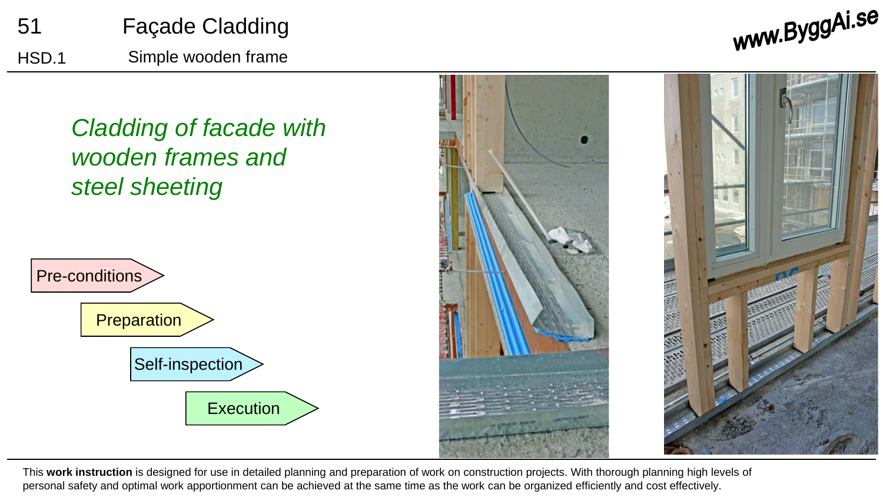# 51 Façade Cladding

## HSD.1 Simple wooden frame

*Cladding of facade with wooden frames and steel sheeting*

- Pre-conditions
- Preparation
- Self-inspection
- Execution

This **work instruction** is designed for use in detailed planning and preparation of work on construction projects. With thorough planning high levels of personal safety and optimal work apportionment can be achieved at the same time as the work can be organized efficiently and cost effectively.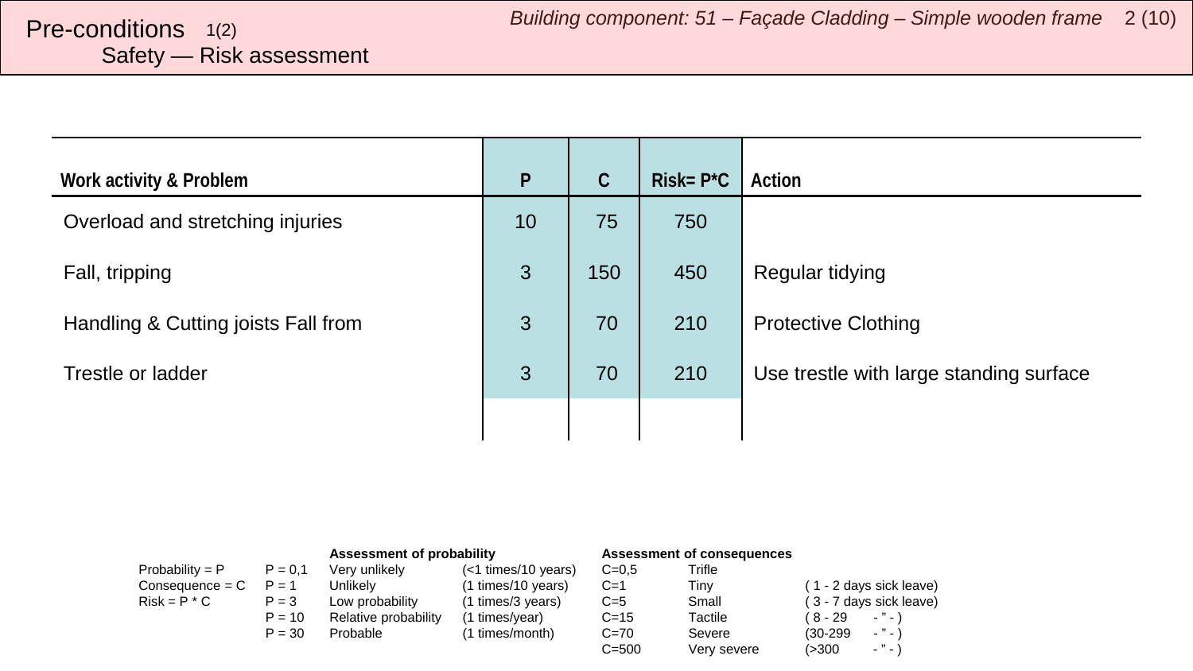# Pre-conditions 1(2)

## Safety — Risk assessment

| Work activity & Problem | P | C | Risk= P*C | Action |
|---|---|---|---|---|
| Overload and stretching injuries | 10 | 75 | 750 | |
| Fall, tripping | 3 | 150 | 450 | Regular tidying |
| Handling & Cutting joists Fall from | 3 | 70 | 210 | Protective Clothing |
| Trestle or ladder | 3 | 70 | 210 | Use trestle with large standing surface |
| | | | | |

| | | Assessment of probability | | Assessment of consequences | | |
|---|---|---|---|---|---|---|
| Probability = P | P = 0,1 | Very unlikely | (<1 times/10 years) | C=0,5 | Trifle | |
| Consequence = C | P = 1 | Unlikely | (1 times/10 years) | C=1 | Tiny | ( 1 - 2 days sick leave) |
| Risk = P * C | P = 3 | Low probability | (1 times/3 years) | C=5 | Small | ( 3 - 7 days sick leave) |
| | P = 10 | Relative probability | (1 times/year) | C=15 | Tactile | ( 8 - 29 - " - ) |
| | P = 30 | Probable | (1 times/month) | C=70 | Severe | (30-299 - " - ) |
| | | | | C=500 | Very severe | (>300 - " - ) |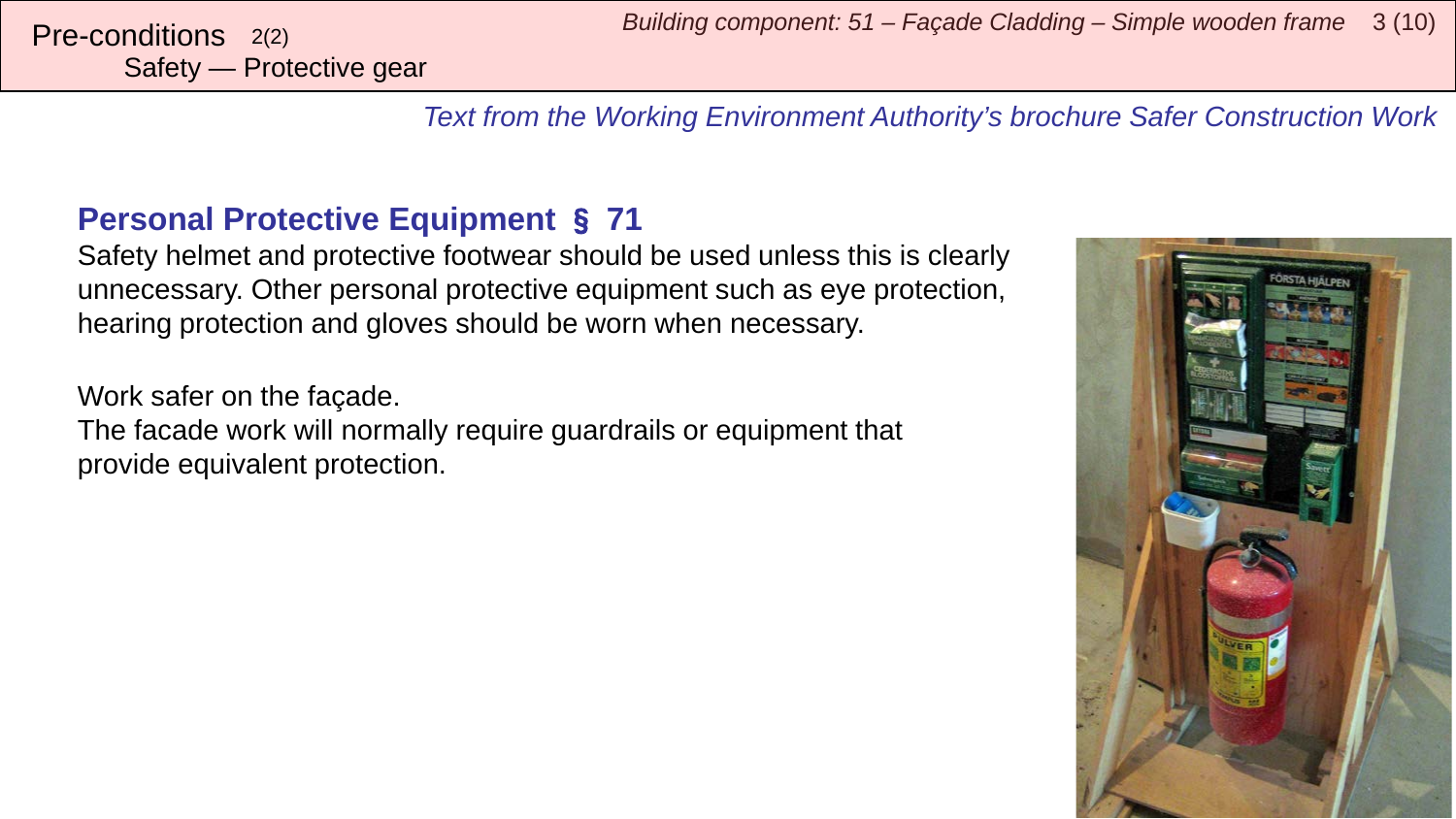# Pre-conditions 2(2)
## Safety — Protective gear

*Text from the Working Environment Authority's brochure Safer Construction Work*

### Personal Protective Equipment § 71

Safety helmet and protective footwear should be used unless this is clearly unnecessary. Other personal protective equipment such as eye protection, hearing protection and gloves should be worn when necessary.

Work safer on the façade.
The facade work will normally require guardrails or equipment that provide equivalent protection.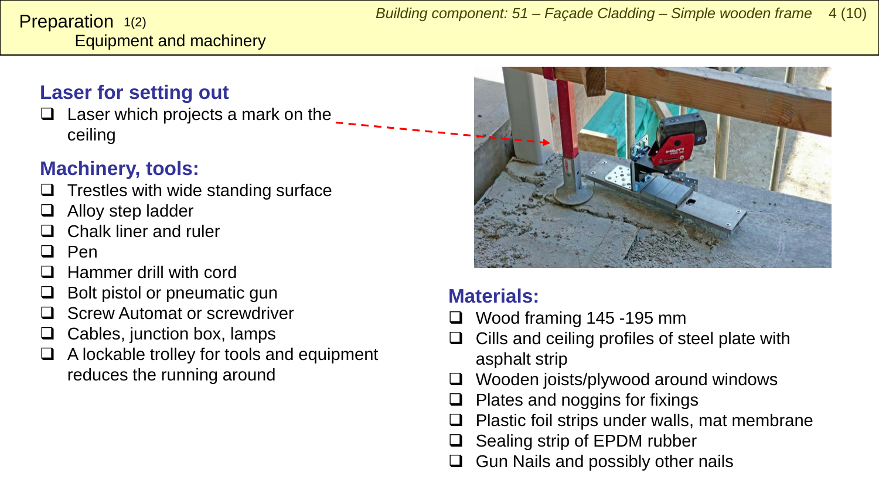## Preparation 1(2)

### Equipment and machinery

### Laser for setting out

- Laser which projects a mark on the ceiling

### Machinery, tools:

- Trestles with wide standing surface
- Alloy step ladder
- Chalk liner and ruler
- Pen
- Hammer drill with cord
- Bolt pistol or pneumatic gun
- Screw Automat or screwdriver
- Cables, junction box, lamps
- A lockable trolley for tools and equipment reduces the running around

### Materials:

- Wood framing 145 -195 mm
- Cills and ceiling profiles of steel plate with asphalt strip
- Wooden joists/plywood around windows
- Plates and noggins for fixings
- Plastic foil strips under walls, mat membrane
- Sealing strip of EPDM rubber
- Gun Nails and possibly other nails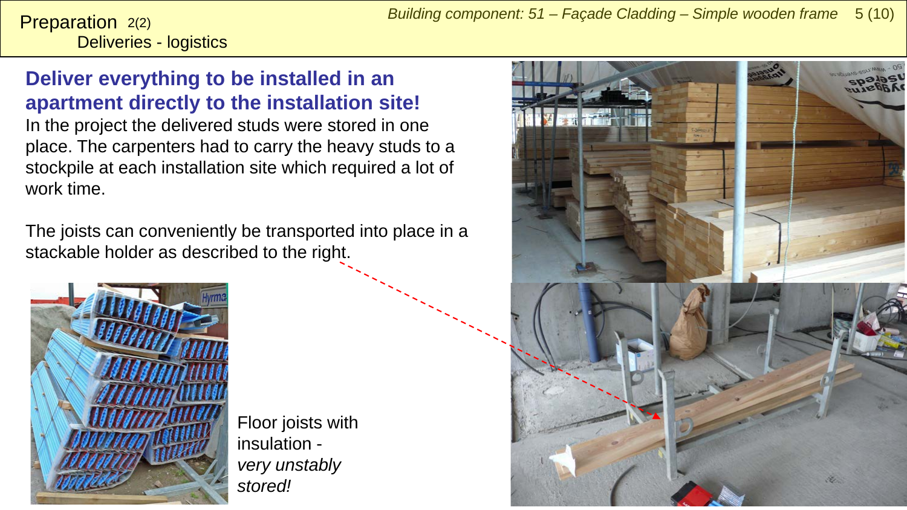Preparation 2(2)
Deliveries - logistics

## Deliver everything to be installed in an apartment directly to the installation site!

In the project the delivered studs were stored in one place. The carpenters had to carry the heavy studs to a stockpile at each installation site which required a lot of work time.

The joists can conveniently be transported into place in a stackable holder as described to the right.

Floor joists with insulation - *very unstably stored!*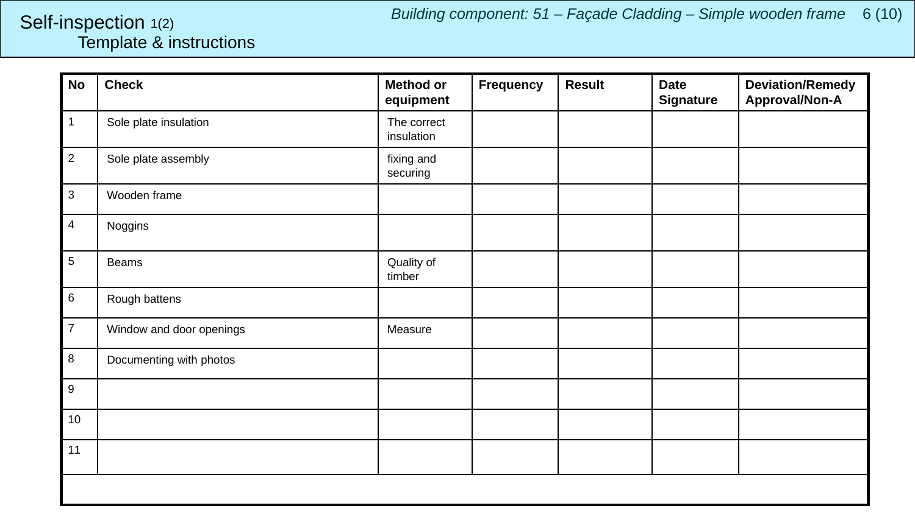# Self-inspection 1(2)

## Template & instructions

*Building component: 51 – Façade Cladding – Simple wooden frame*

| No | Check | Method or equipment | Frequency | Result | Date Signature | Deviation/Remedy Approval/Non-A |
|---|---|---|---|---|---|---|
| 1 | Sole plate insulation | The correct insulation | | | | |
| 2 | Sole plate assembly | fixing and securing | | | | |
| 3 | Wooden frame | | | | | |
| 4 | Noggins | | | | | |
| 5 | Beams | Quality of timber | | | | |
| 6 | Rough battens | | | | | |
| 7 | Window and door openings | Measure | | | | |
| 8 | Documenting with photos | | | | | |
| 9 | | | | | | |
| 10 | | | | | | |
| 11 | | | | | | |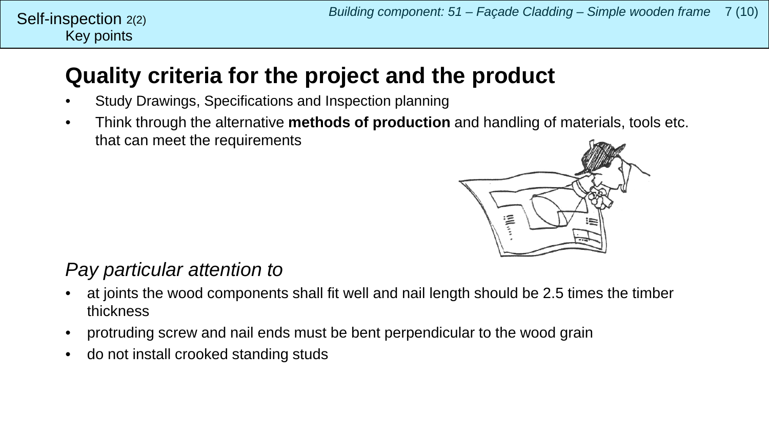Self-inspection 2(2)
Key points

# Quality criteria for the project and the product

- Study Drawings, Specifications and Inspection planning
- Think through the alternative **methods of production** and handling of materials, tools etc. that can meet the requirements

*Pay particular attention to*

- at joints the wood components shall fit well and nail length should be 2.5 times the timber thickness
- protruding screw and nail ends must be bent perpendicular to the wood grain
- do not install crooked standing studs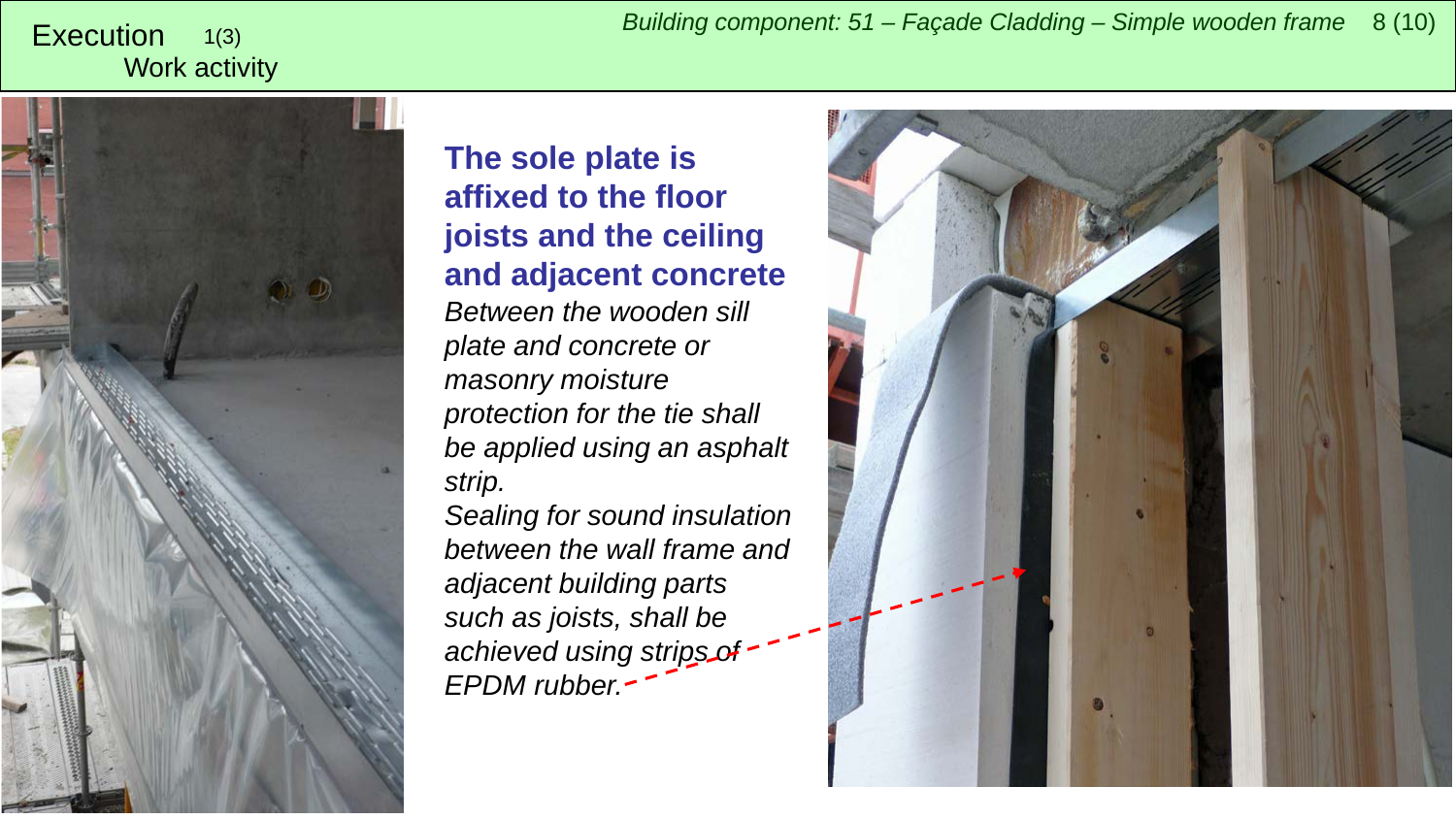Execution 1(3)
Work activity

**The sole plate is affixed to the floor joists and the ceiling and adjacent concrete**

*Between the wooden sill plate and concrete or masonry moisture protection for the tie shall be applied using an asphalt strip.*

*Sealing for sound insulation between the wall frame and adjacent building parts such as joists, shall be achieved using strips of EPDM rubber.*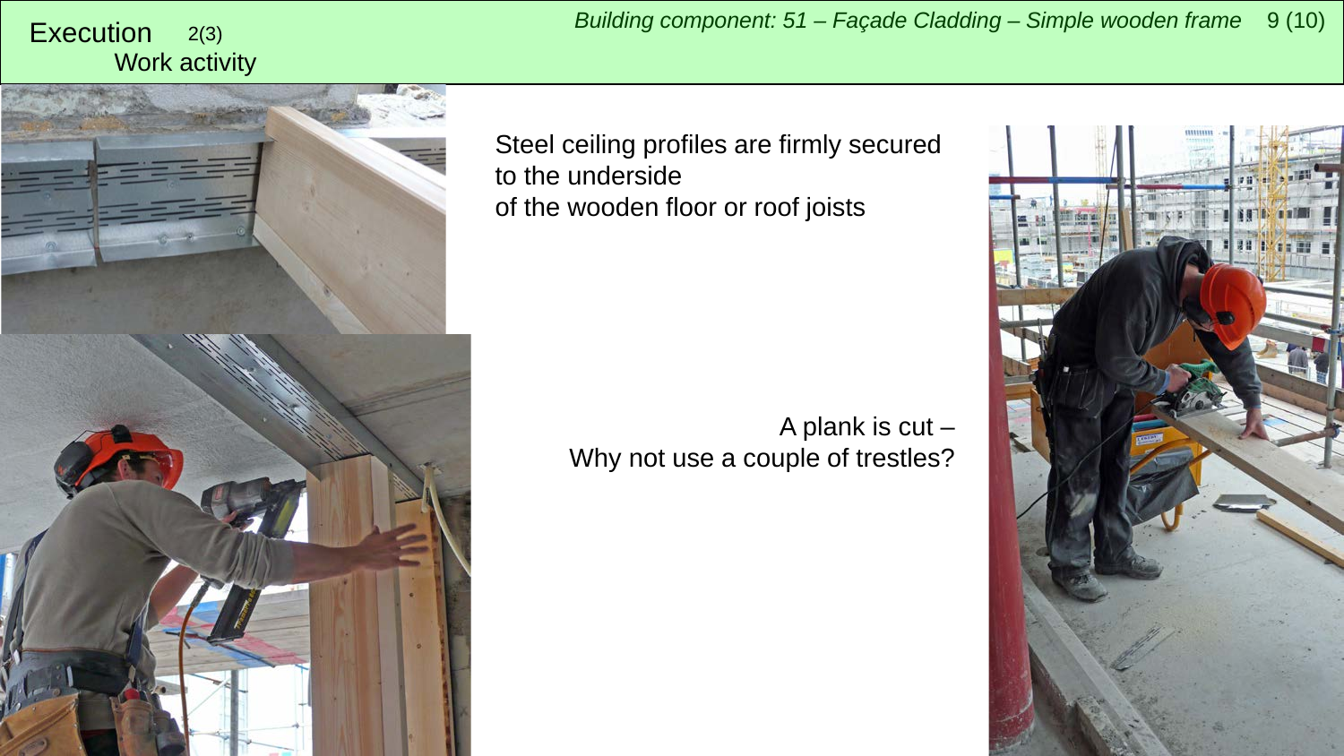## Execution 2(3)

### Work activity

Steel ceiling profiles are firmly secured to the underside of the wooden floor or roof joists

A plank is cut –
Why not use a couple of trestles?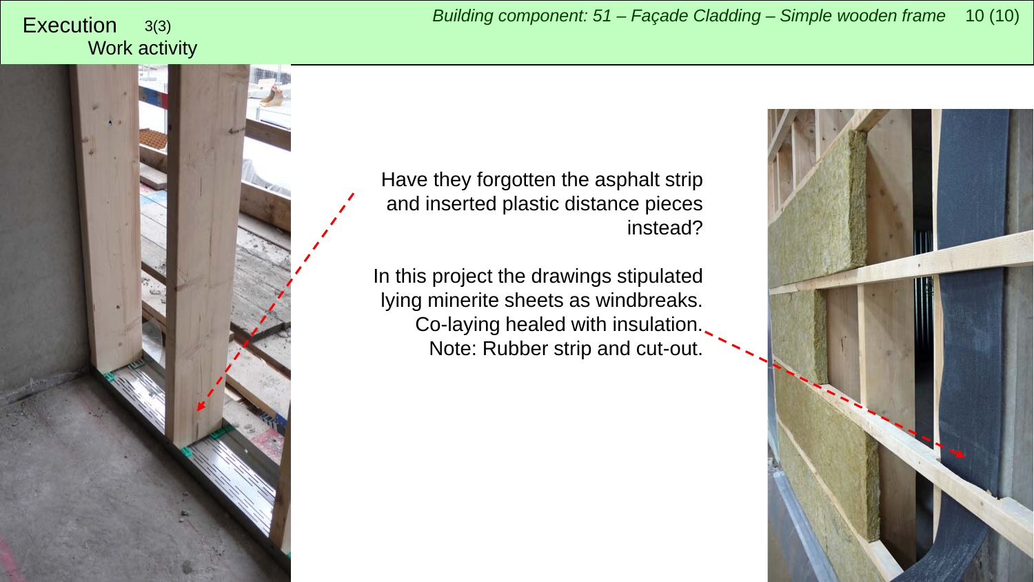# Execution 3(3)

## Work activity

Have they forgotten the asphalt strip and inserted plastic distance pieces instead?

In this project the drawings stipulated lying minerite sheets as windbreaks. Co-laying healed with insulation. Note: Rubber strip and cut-out.